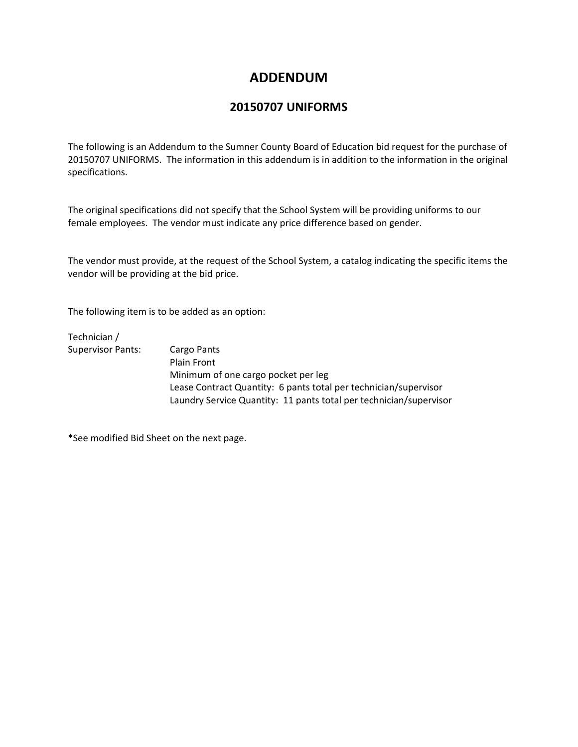# ADDENDUM

## 20150707 UNIFORMS

The following is an Addendum to the Sumner County Board of Education bid request for the purchase of 20150707 UNIFORMS. The information in this addendum is in addition to the information in the original specifications.

The original specifications did not specify that the School System will be providing uniforms to our female employees. The vendor must indicate any price difference based on gender.

The vendor must provide, at the request of the School System, a catalog indicating the specific items the vendor will be providing at the bid price.

The following item is to be added as an option:

Technician /
Supervisor Pants:

- Cargo Pants
- Plain Front
- Minimum of one cargo pocket per leg
- Lease Contract Quantity: 6 pants total per technician/supervisor
- Laundry Service Quantity: 11 pants total per technician/supervisor

*See modified Bid Sheet on the next page.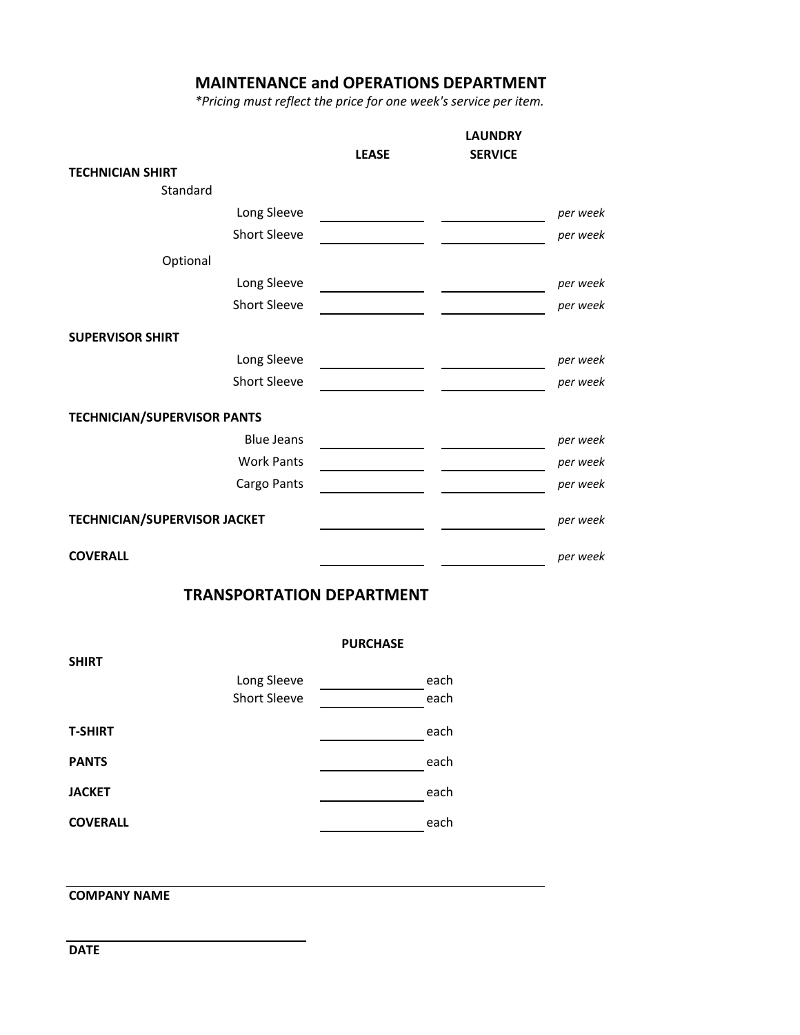## MAINTENANCE and OPERATIONS DEPARTMENT

*\*Pricing must reflect the price for one week's service per item.*

| | | LEASE | LAUNDRY SERVICE | |
|---|---|---|---|---|
| **TECHNICIAN SHIRT** | | | | |
| Standard | | | | |
| | Long Sleeve | | | *per week* |
| | Short Sleeve | | | *per week* |
| Optional | | | | |
| | Long Sleeve | | | *per week* |
| | Short Sleeve | | | *per week* |
| **SUPERVISOR SHIRT** | | | | |
| | Long Sleeve | | | *per week* |
| | Short Sleeve | | | *per week* |
| **TECHNICIAN/SUPERVISOR PANTS** | | | | |
| | Blue Jeans | | | *per week* |
| | Work Pants | | | *per week* |
| | Cargo Pants | | | *per week* |
| **TECHNICIAN/SUPERVISOR JACKET** | | | | *per week* |
| **COVERALL** | | | | *per week* |

## TRANSPORTATION DEPARTMENT

| | | PURCHASE | |
|---|---|---|---|
| **SHIRT** | | | |
| | Long Sleeve | | each |
| | Short Sleeve | | each |
| **T-SHIRT** | | | each |
| **PANTS** | | | each |
| **JACKET** | | | each |
| **COVERALL** | | | each |

______________________________________________

**COMPANY NAME**

______________________

**DATE**